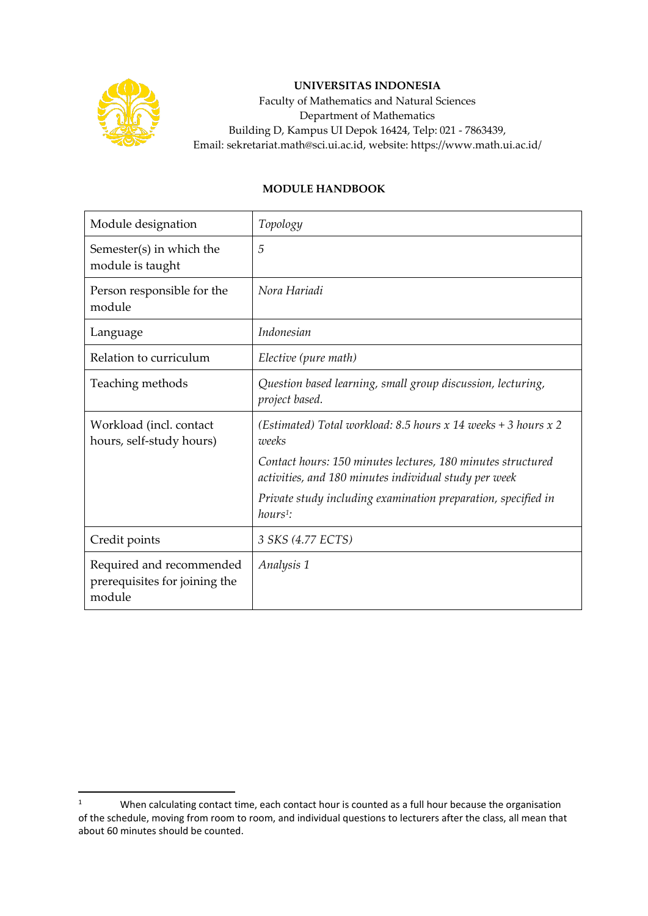**UNIVERSITAS INDONESIA**
Faculty of Mathematics and Natural Sciences
Department of Mathematics
Building D, Kampus UI Depok 16424, Telp: 021 - 7863439,
Email: sekretariat.math@sci.ui.ac.id, website: https://www.math.ui.ac.id/

**MODULE HANDBOOK**

| Module designation | *Topology* |
|---|---|
| Semester(s) in which the module is taught | *5* |
| Person responsible for the module | *Nora Hariadi* |
| Language | *Indonesian* |
| Relation to curriculum | *Elective (pure math)* |
| Teaching methods | *Question based learning, small group discussion, lecturing, project based.* |
| Workload (incl. contact hours, self-study hours) | *(Estimated) Total workload: 8.5 hours x 14 weeks + 3 hours x 2 weeks*<br>*Contact hours: 150 minutes lectures, 180 minutes structured activities, and 180 minutes individual study per week*<br>*Private study including examination preparation, specified in hours[1]:* |
| Credit points | *3 SKS (4.77 ECTS)* |
| Required and recommended prerequisites for joining the module | *Analysis 1* |

[1] When calculating contact time, each contact hour is counted as a full hour because the organisation of the schedule, moving from room to room, and individual questions to lecturers after the class, all mean that about 60 minutes should be counted.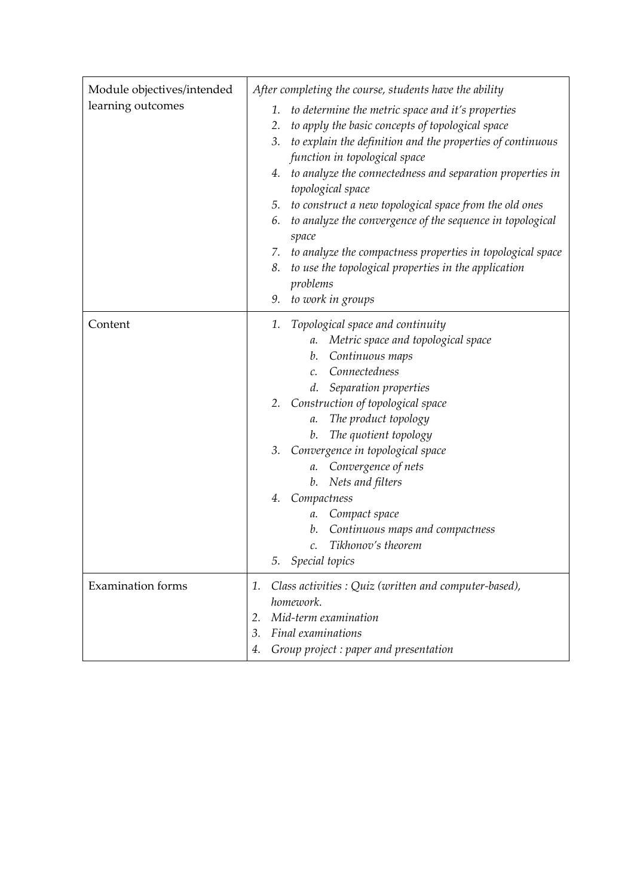| Module objectives/intended learning outcomes | *After completing the course, students have the ability*<br>1. *to determine the metric space and it's properties*<br>2. *to apply the basic concepts of topological space*<br>3. *to explain the definition and the properties of continuous function in topological space*<br>4. *to analyze the connectedness and separation properties in topological space*<br>5. *to construct a new topological space from the old ones*<br>6. *to analyze the convergence of the sequence in topological space*<br>7. *to analyze the compactness properties in topological space*<br>8. *to use the topological properties in the application problems*<br>9. *to work in groups* |
|---|---|
| Content | 1. *Topological space and continuity*<br>&nbsp;&nbsp;&nbsp;&nbsp;a. *Metric space and topological space*<br>&nbsp;&nbsp;&nbsp;&nbsp;b. *Continuous maps*<br>&nbsp;&nbsp;&nbsp;&nbsp;c. *Connectedness*<br>&nbsp;&nbsp;&nbsp;&nbsp;d. *Separation properties*<br>2. *Construction of topological space*<br>&nbsp;&nbsp;&nbsp;&nbsp;a. *The product topology*<br>&nbsp;&nbsp;&nbsp;&nbsp;b. *The quotient topology*<br>3. *Convergence in topological space*<br>&nbsp;&nbsp;&nbsp;&nbsp;a. *Convergence of nets*<br>&nbsp;&nbsp;&nbsp;&nbsp;b. *Nets and filters*<br>4. *Compactness*<br>&nbsp;&nbsp;&nbsp;&nbsp;a. *Compact space*<br>&nbsp;&nbsp;&nbsp;&nbsp;b. *Continuous maps and compactness*<br>&nbsp;&nbsp;&nbsp;&nbsp;c. *Tikhonov's theorem*<br>5. *Special topics* |
| Examination forms | 1. *Class activities : Quiz (written and computer-based), homework.*<br>2. *Mid-term examination*<br>3. *Final examinations*<br>4. *Group project : paper and presentation* |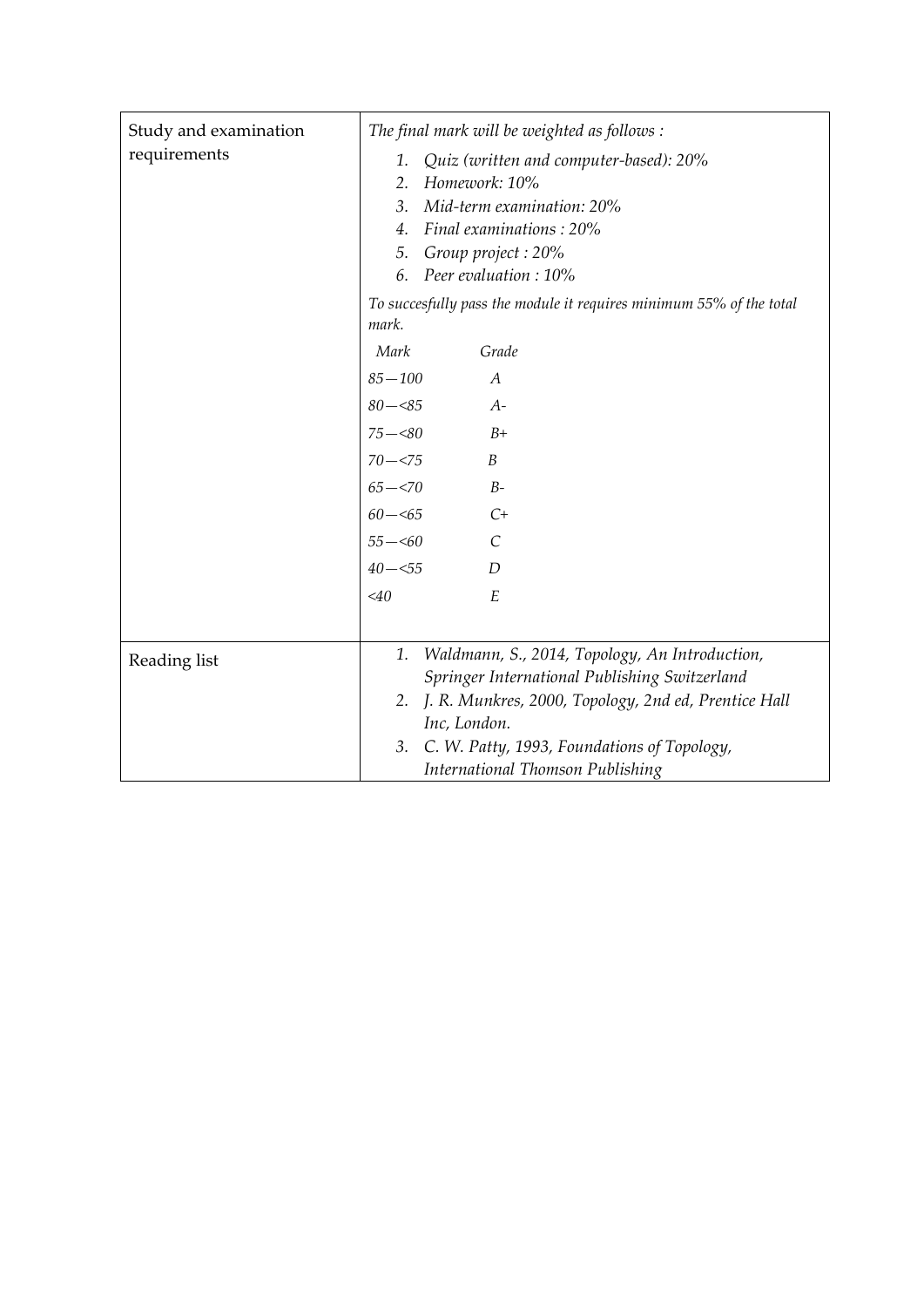| | |
|---|---|
| Study and examination requirements | *The final mark will be weighted as follows :*<br>1. *Quiz (written and computer-based): 20%*<br>2. *Homework: 10%*<br>3. *Mid-term examination: 20%*<br>4. *Final examinations : 20%*<br>5. *Group project : 20%*<br>6. *Peer evaluation : 10%*<br><br>*To succesfully pass the module it requires minimum 55% of the total mark.*<br><br>*Mark* — *Grade*<br>*85—100* — *A*<br>*80—<85* — *A-*<br>*75—<80* — *B+*<br>*70—<75* — *B*<br>*65—<70* — *B-*<br>*60—<65* — *C+*<br>*55—<60* — *C*<br>*40—<55* — *D*<br>*<40* — *E* |
| Reading list | 1. *Waldmann, S., 2014, Topology, An Introduction, Springer International Publishing Switzerland*<br>2. *J. R. Munkres, 2000, Topology, 2nd ed, Prentice Hall Inc, London.*<br>3. *C. W. Patty, 1993, Foundations of Topology, International Thomson Publishing* |